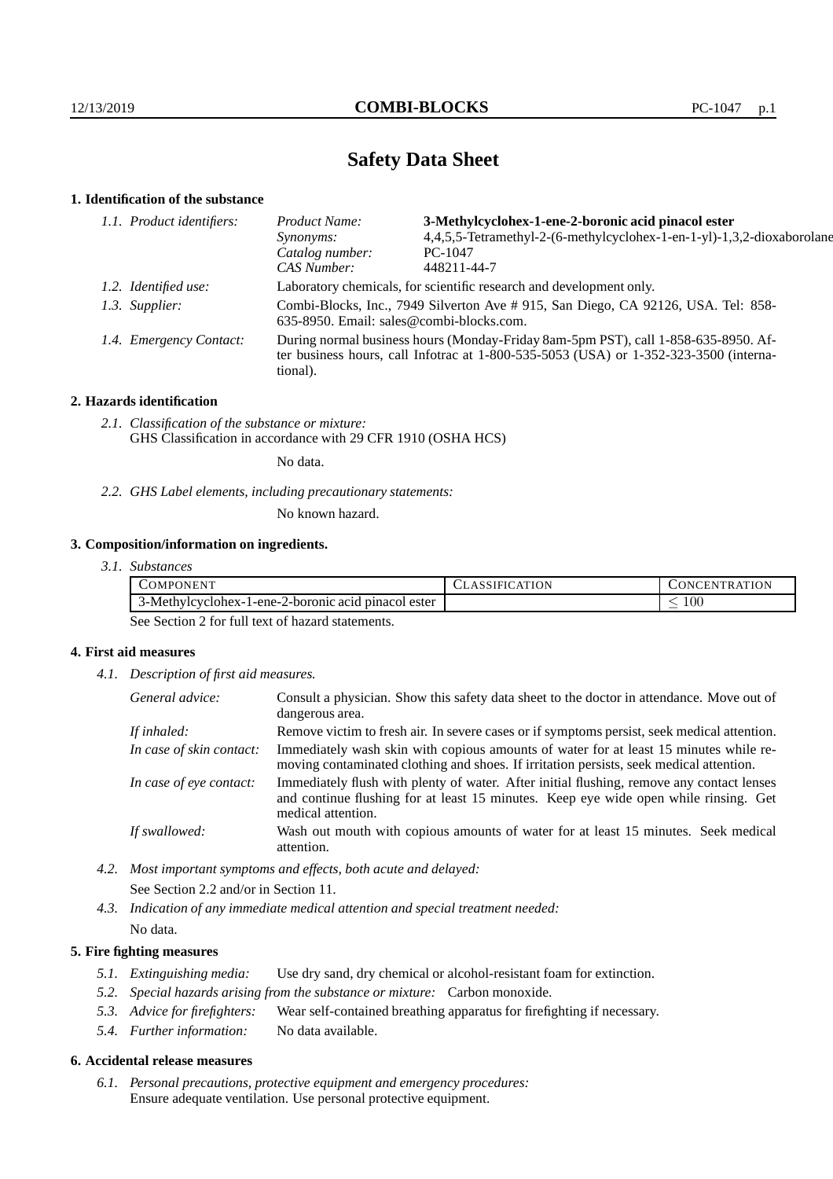# Safety Data Sheet

## 1. Identification of the substance

*1.1. Product identifiers:*
- *Product Name:* **3-Methylcyclohex-1-ene-2-boronic acid pinacol ester**
- *Synonyms:* 4,4,5,5-Tetramethyl-2-(6-methylcyclohex-1-en-1-yl)-1,3,2-dioxaborolane
- *Catalog number:* PC-1047
- *CAS Number:* 448211-44-7

*1.2. Identified use:* Laboratory chemicals, for scientific research and development only.

*1.3. Supplier:* Combi-Blocks, Inc., 7949 Silverton Ave # 915, San Diego, CA 92126, USA. Tel: 858-635-8950. Email: sales@combi-blocks.com.

*1.4. Emergency Contact:* During normal business hours (Monday-Friday 8am-5pm PST), call 1-858-635-8950. After business hours, call Infotrac at 1-800-535-5053 (USA) or 1-352-323-3500 (international).

## 2. Hazards identification

*2.1. Classification of the substance or mixture:*
GHS Classification in accordance with 29 CFR 1910 (OSHA HCS)

No data.

*2.2. GHS Label elements, including precautionary statements:*

No known hazard.

## 3. Composition/information on ingredients.

*3.1. Substances*

| Component | Classification | Concentration |
|---|---|---|
| 3-Methylcyclohex-1-ene-2-boronic acid pinacol ester | | $\leq 100$ |

See Section 2 for full text of hazard statements.

## 4. First aid measures

*4.1. Description of first aid measures.*

- *General advice:* Consult a physician. Show this safety data sheet to the doctor in attendance. Move out of dangerous area.
- *If inhaled:* Remove victim to fresh air. In severe cases or if symptoms persist, seek medical attention.
- *In case of skin contact:* Immediately wash skin with copious amounts of water for at least 15 minutes while removing contaminated clothing and shoes. If irritation persists, seek medical attention.
- *In case of eye contact:* Immediately flush with plenty of water. After initial flushing, remove any contact lenses and continue flushing for at least 15 minutes. Keep eye wide open while rinsing. Get medical attention.
- *If swallowed:* Wash out mouth with copious amounts of water for at least 15 minutes. Seek medical attention.

*4.2. Most important symptoms and effects, both acute and delayed:*
See Section 2.2 and/or in Section 11.

*4.3. Indication of any immediate medical attention and special treatment needed:*
No data.

## 5. Fire fighting measures

*5.1. Extinguishing media:* Use dry sand, dry chemical or alcohol-resistant foam for extinction.

*5.2. Special hazards arising from the substance or mixture:* Carbon monoxide.

*5.3. Advice for firefighters:* Wear self-contained breathing apparatus for firefighting if necessary.

*5.4. Further information:* No data available.

## 6. Accidental release measures

*6.1. Personal precautions, protective equipment and emergency procedures:*
Ensure adequate ventilation. Use personal protective equipment.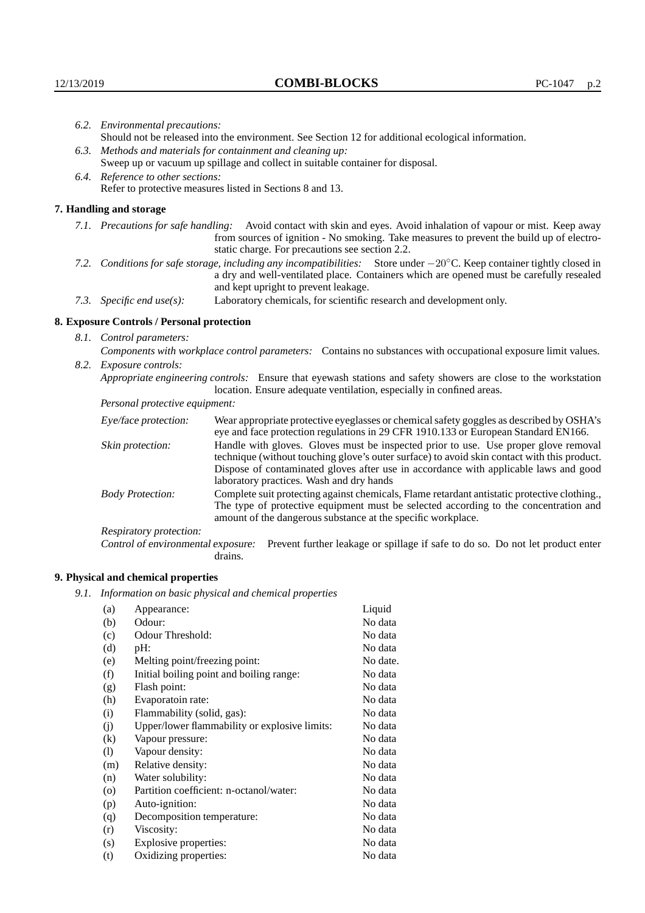*6.2. Environmental precautions:*
Should not be released into the environment. See Section 12 for additional ecological information.

*6.3. Methods and materials for containment and cleaning up:*
Sweep up or vacuum up spillage and collect in suitable container for disposal.

*6.4. Reference to other sections:*
Refer to protective measures listed in Sections 8 and 13.

## 7. Handling and storage

*7.1. Precautions for safe handling:* Avoid contact with skin and eyes. Avoid inhalation of vapour or mist. Keep away from sources of ignition - No smoking. Take measures to prevent the build up of electrostatic charge. For precautions see section 2.2.

*7.2. Conditions for safe storage, including any incompatibilities:* Store under $-20^{\circ}$C. Keep container tightly closed in a dry and well-ventilated place. Containers which are opened must be carefully resealed and kept upright to prevent leakage.

*7.3. Specific end use(s):* Laboratory chemicals, for scientific research and development only.

## 8. Exposure Controls / Personal protection

*8.1. Control parameters:*
*Components with workplace control parameters:* Contains no substances with occupational exposure limit values.

*8.2. Exposure controls:*
*Appropriate engineering controls:* Ensure that eyewash stations and safety showers are close to the workstation location. Ensure adequate ventilation, especially in confined areas.

*Personal protective equipment:*

*Eye/face protection:* Wear appropriate protective eyeglasses or chemical safety goggles as described by OSHA's eye and face protection regulations in 29 CFR 1910.133 or European Standard EN166.

*Skin protection:* Handle with gloves. Gloves must be inspected prior to use. Use proper glove removal technique (without touching glove's outer surface) to avoid skin contact with this product. Dispose of contaminated gloves after use in accordance with applicable laws and good laboratory practices. Wash and dry hands

*Body Protection:* Complete suit protecting against chemicals, Flame retardant antistatic protective clothing., The type of protective equipment must be selected according to the concentration and amount of the dangerous substance at the specific workplace.

*Respiratory protection:*

*Control of environmental exposure:* Prevent further leakage or spillage if safe to do so. Do not let product enter drains.

## 9. Physical and chemical properties

*9.1. Information on basic physical and chemical properties*

| | | |
|---|---|---|
| (a) | Appearance: | Liquid |
| (b) | Odour: | No data |
| (c) | Odour Threshold: | No data |
| (d) | pH: | No data |
| (e) | Melting point/freezing point: | No date. |
| (f) | Initial boiling point and boiling range: | No data |
| (g) | Flash point: | No data |
| (h) | Evaporatoin rate: | No data |
| (i) | Flammability (solid, gas): | No data |
| (j) | Upper/lower flammability or explosive limits: | No data |
| (k) | Vapour pressure: | No data |
| (l) | Vapour density: | No data |
| (m) | Relative density: | No data |
| (n) | Water solubility: | No data |
| (o) | Partition coefficient: n-octanol/water: | No data |
| (p) | Auto-ignition: | No data |
| (q) | Decomposition temperature: | No data |
| (r) | Viscosity: | No data |
| (s) | Explosive properties: | No data |
| (t) | Oxidizing properties: | No data |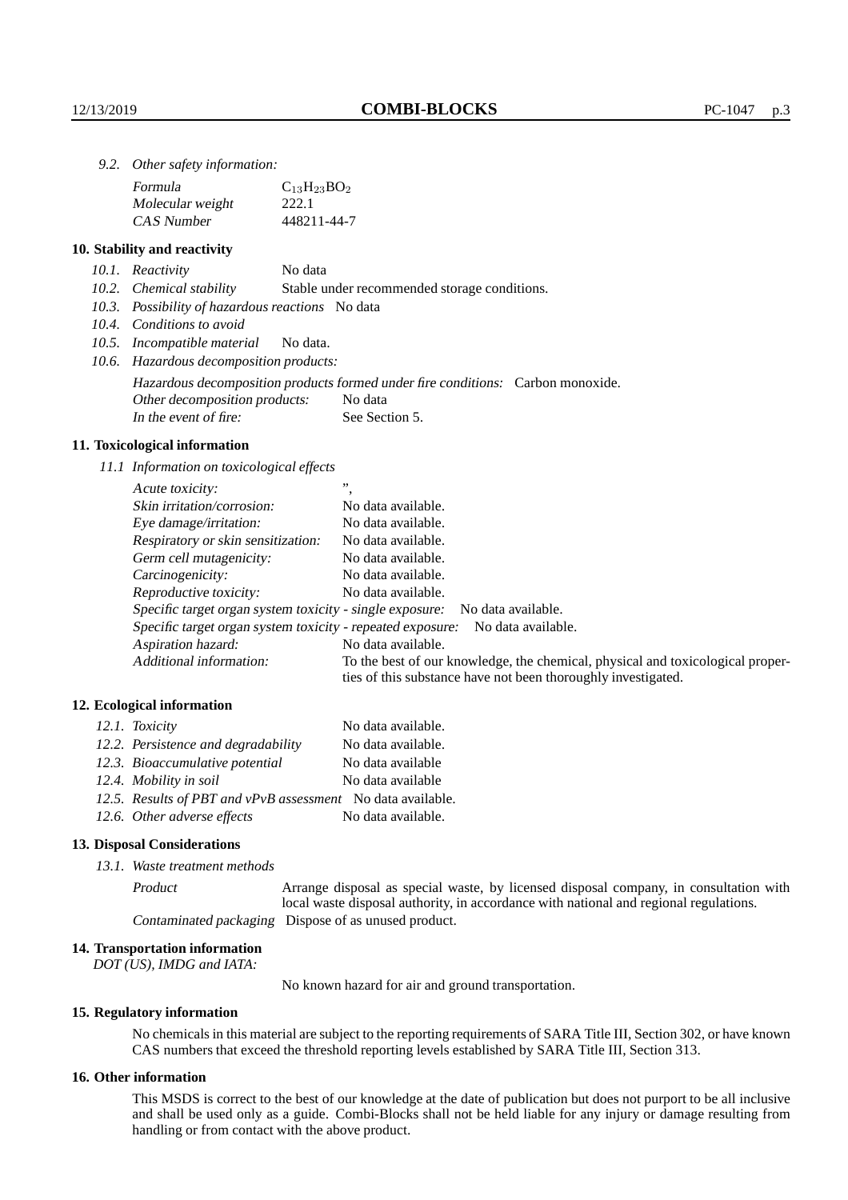*9.2. Other safety information:*

| | |
|---|---|
| *Formula* | $C_{13}H_{23}BO_2$ |
| *Molecular weight* | 222.1 |
| *CAS Number* | 448211-44-7 |

## 10. Stability and reactivity

- *10.1. Reactivity* No data
- *10.2. Chemical stability* Stable under recommended storage conditions.
- *10.3. Possibility of hazardous reactions* No data
- *10.4. Conditions to avoid*
- *10.5. Incompatible material* No data.
- *10.6. Hazardous decomposition products:*

*Hazardous decomposition products formed under fire conditions:* Carbon monoxide.
*Other decomposition products:* No data
*In the event of fire:* See Section 5.

## 11. Toxicological information

*11.1 Information on toxicological effects*

| | |
|---|---|
| *Acute toxicity:* | ", |
| *Skin irritation/corrosion:* | No data available. |
| *Eye damage/irritation:* | No data available. |
| *Respiratory or skin sensitization:* | No data available. |
| *Germ cell mutagenicity:* | No data available. |
| *Carcinogenicity:* | No data available. |
| *Reproductive toxicity:* | No data available. |
| *Specific target organ system toxicity - single exposure:* | No data available. |
| *Specific target organ system toxicity - repeated exposure:* | No data available. |
| *Aspiration hazard:* | No data available. |
| *Additional information:* | To the best of our knowledge, the chemical, physical and toxicological properties of this substance have not been thoroughly investigated. |

## 12. Ecological information

| | |
|---|---|
| *12.1. Toxicity* | No data available. |
| *12.2. Persistence and degradability* | No data available. |
| *12.3. Bioaccumulative potential* | No data available |
| *12.4. Mobility in soil* | No data available |
| *12.5. Results of PBT and vPvB assessment* | No data available. |
| *12.6. Other adverse effects* | No data available. |

## 13. Disposal Considerations

*13.1. Waste treatment methods*

*Product* Arrange disposal as special waste, by licensed disposal company, in consultation with local waste disposal authority, in accordance with national and regional regulations.

*Contaminated packaging* Dispose of as unused product.

## 14. Transportation information

*DOT (US), IMDG and IATA:*

No known hazard for air and ground transportation.

## 15. Regulatory information

No chemicals in this material are subject to the reporting requirements of SARA Title III, Section 302, or have known CAS numbers that exceed the threshold reporting levels established by SARA Title III, Section 313.

## 16. Other information

This MSDS is correct to the best of our knowledge at the date of publication but does not purport to be all inclusive and shall be used only as a guide. Combi-Blocks shall not be held liable for any injury or damage resulting from handling or from contact with the above product.